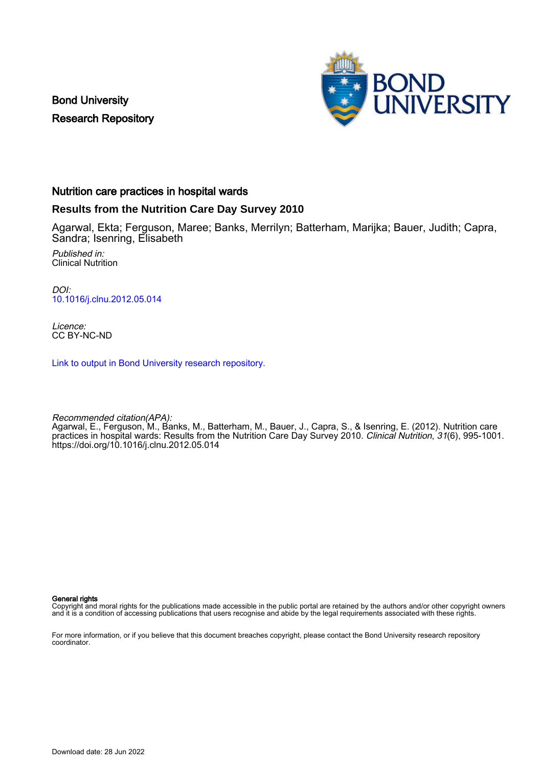Bond University
Research Repository

# Nutrition care practices in hospital wards

## Results from the Nutrition Care Day Survey 2010

Agarwal, Ekta; Ferguson, Maree; Banks, Merrilyn; Batterham, Marijka; Bauer, Judith; Capra, Sandra; Isenring, Elisabeth

*Published in:*
Clinical Nutrition

*DOI:*
10.1016/j.clnu.2012.05.014

*Licence:*
CC BY-NC-ND

Link to output in Bond University research repository.

*Recommended citation(APA):*
Agarwal, E., Ferguson, M., Banks, M., Batterham, M., Bauer, J., Capra, S., & Isenring, E. (2012). Nutrition care practices in hospital wards: Results from the Nutrition Care Day Survey 2010. *Clinical Nutrition*, *31*(6), 995-1001. https://doi.org/10.1016/j.clnu.2012.05.014

**General rights**
Copyright and moral rights for the publications made accessible in the public portal are retained by the authors and/or other copyright owners and it is a condition of accessing publications that users recognise and abide by the legal requirements associated with these rights.

For more information, or if you believe that this document breaches copyright, please contact the Bond University research repository coordinator.

Download date: 28 Jun 2022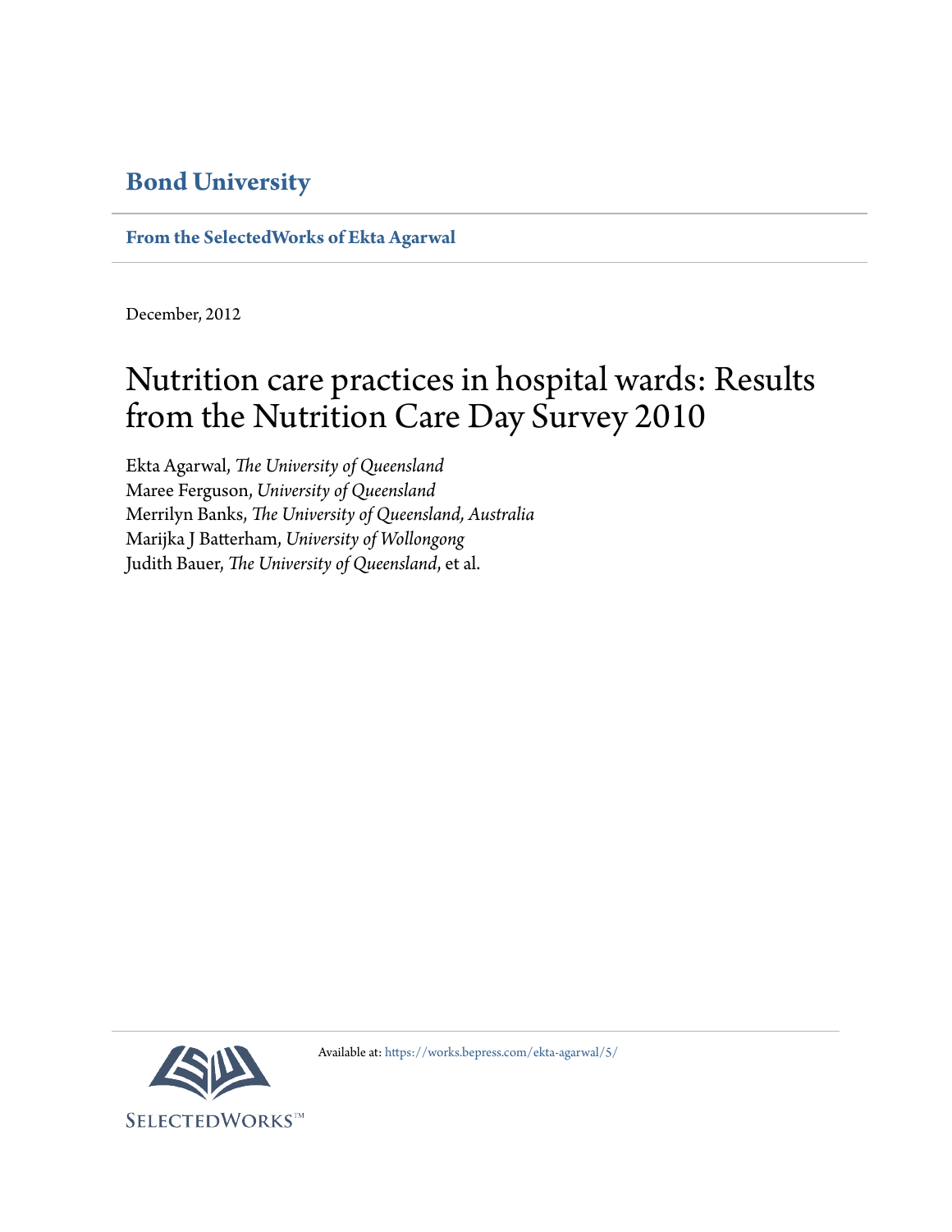## Bond University

**From the SelectedWorks of Ekta Agarwal**

December, 2012

# Nutrition care practices in hospital wards: Results from the Nutrition Care Day Survey 2010

Ekta Agarwal, *The University of Queensland*
Maree Ferguson, *University of Queensland*
Merrilyn Banks, *The University of Queensland, Australia*
Marijka J Batterham, *University of Wollongong*
Judith Bauer, *The University of Queensland*, et al.

Available at: https://works.bepress.com/ekta-agarwal/5/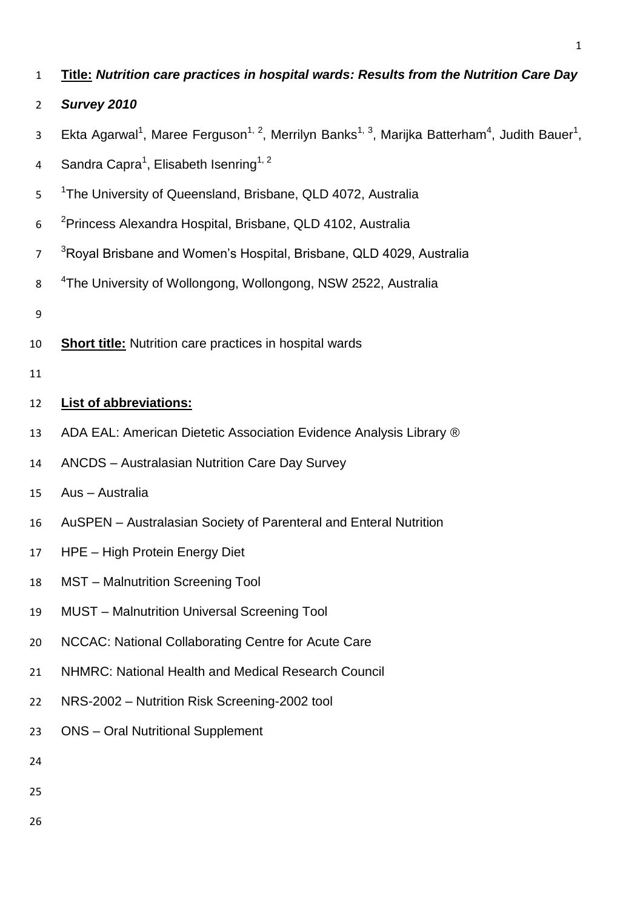**Title:** ***Nutrition care practices in hospital wards: Results from the Nutrition Care Day Survey 2010***

Ekta Agarwal[1], Maree Ferguson[1, 2], Merrilyn Banks[1, 3], Marijka Batterham[4], Judith Bauer[1], Sandra Capra[1], Elisabeth Isenring[1, 2]

[1]The University of Queensland, Brisbane, QLD 4072, Australia

[2]Princess Alexandra Hospital, Brisbane, QLD 4102, Australia

[3]Royal Brisbane and Women's Hospital, Brisbane, QLD 4029, Australia

[4]The University of Wollongong, Wollongong, NSW 2522, Australia

**Short title:** Nutrition care practices in hospital wards

**List of abbreviations:**

ADA EAL: American Dietetic Association Evidence Analysis Library ®

ANCDS – Australasian Nutrition Care Day Survey

Aus – Australia

AuSPEN – Australasian Society of Parenteral and Enteral Nutrition

HPE – High Protein Energy Diet

MST – Malnutrition Screening Tool

MUST – Malnutrition Universal Screening Tool

NCCAC: National Collaborating Centre for Acute Care

NHMRC: National Health and Medical Research Council

NRS-2002 – Nutrition Risk Screening-2002 tool

ONS – Oral Nutritional Supplement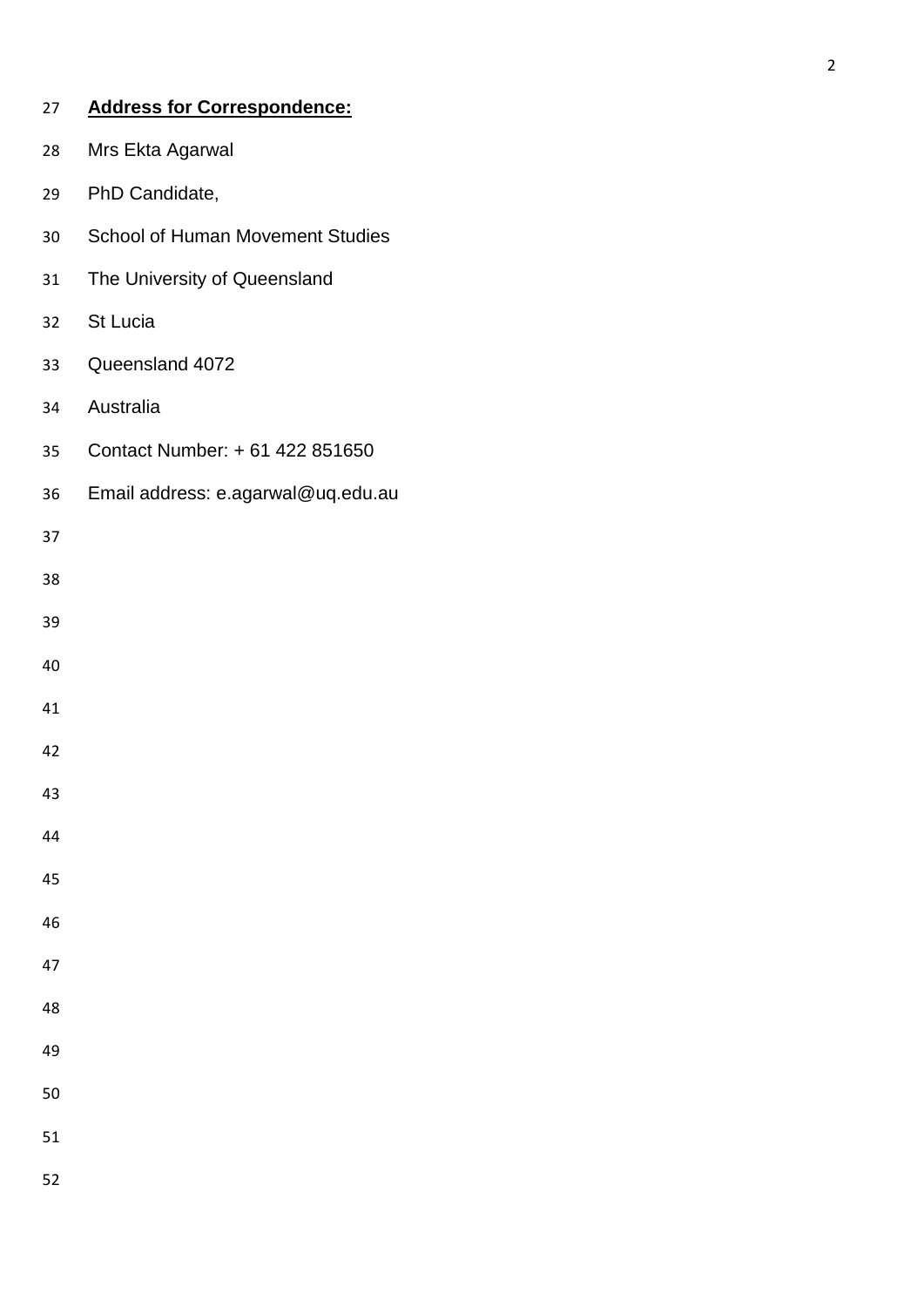**Address for Correspondence:**

Mrs Ekta Agarwal

PhD Candidate,

School of Human Movement Studies

The University of Queensland

St Lucia

Queensland 4072

Australia

Contact Number: + 61 422 851650

Email address: e.agarwal@uq.edu.au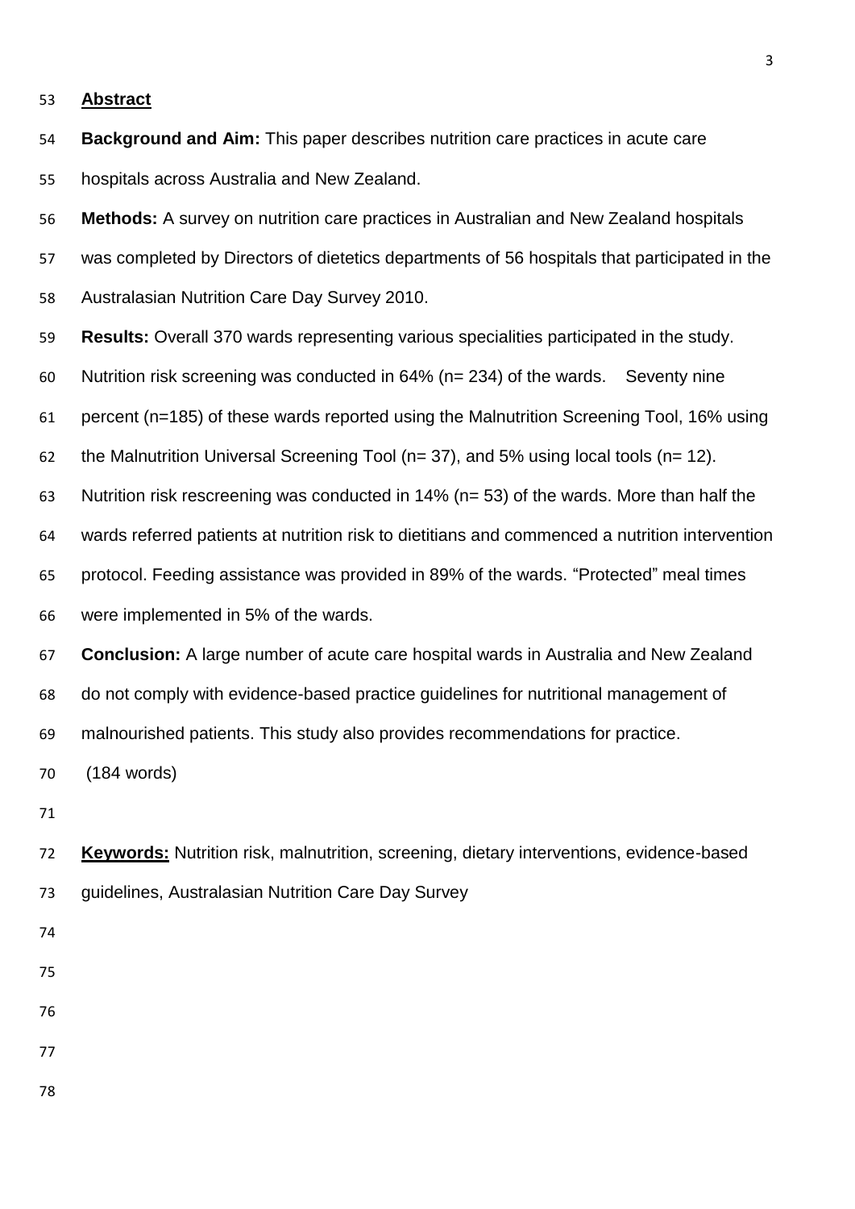## Abstract

**Background and Aim:** This paper describes nutrition care practices in acute care hospitals across Australia and New Zealand.

**Methods:** A survey on nutrition care practices in Australian and New Zealand hospitals was completed by Directors of dietetics departments of 56 hospitals that participated in the Australasian Nutrition Care Day Survey 2010.

**Results:** Overall 370 wards representing various specialities participated in the study. Nutrition risk screening was conducted in 64% (n= 234) of the wards. Seventy nine percent (n=185) of these wards reported using the Malnutrition Screening Tool, 16% using the Malnutrition Universal Screening Tool (n= 37), and 5% using local tools (n= 12). Nutrition risk rescreening was conducted in 14% (n= 53) of the wards. More than half the wards referred patients at nutrition risk to dietitians and commenced a nutrition intervention protocol. Feeding assistance was provided in 89% of the wards. “Protected” meal times were implemented in 5% of the wards.

**Conclusion:** A large number of acute care hospital wards in Australia and New Zealand do not comply with evidence-based practice guidelines for nutritional management of malnourished patients. This study also provides recommendations for practice.

(184 words)

**Keywords:** Nutrition risk, malnutrition, screening, dietary interventions, evidence-based guidelines, Australasian Nutrition Care Day Survey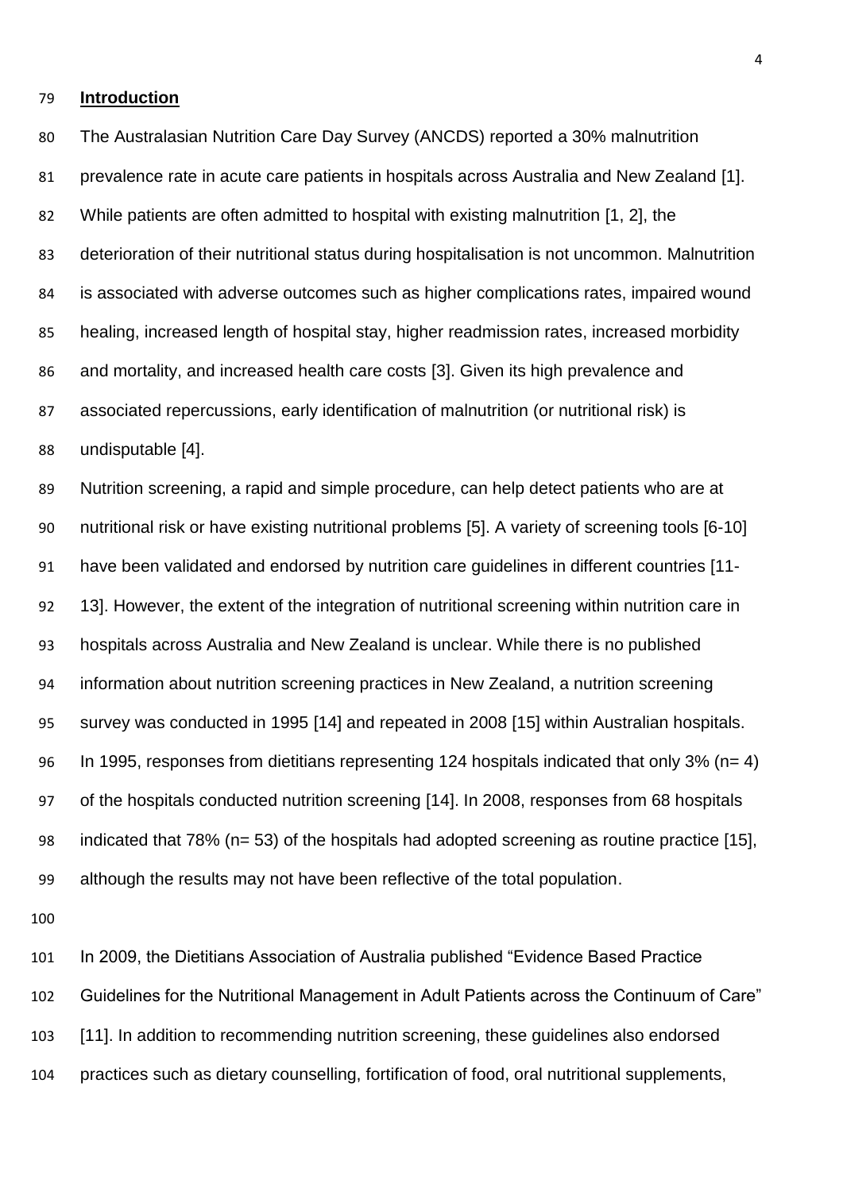## Introduction

The Australasian Nutrition Care Day Survey (ANCDS) reported a 30% malnutrition prevalence rate in acute care patients in hospitals across Australia and New Zealand [1]. While patients are often admitted to hospital with existing malnutrition [1, 2], the deterioration of their nutritional status during hospitalisation is not uncommon. Malnutrition is associated with adverse outcomes such as higher complications rates, impaired wound healing, increased length of hospital stay, higher readmission rates, increased morbidity and mortality, and increased health care costs [3]. Given its high prevalence and associated repercussions, early identification of malnutrition (or nutritional risk) is undisputable [4].

Nutrition screening, a rapid and simple procedure, can help detect patients who are at nutritional risk or have existing nutritional problems [5]. A variety of screening tools [6-10] have been validated and endorsed by nutrition care guidelines in different countries [11-13]. However, the extent of the integration of nutritional screening within nutrition care in hospitals across Australia and New Zealand is unclear. While there is no published information about nutrition screening practices in New Zealand, a nutrition screening survey was conducted in 1995 [14] and repeated in 2008 [15] within Australian hospitals. In 1995, responses from dietitians representing 124 hospitals indicated that only 3% (n= 4) of the hospitals conducted nutrition screening [14]. In 2008, responses from 68 hospitals indicated that 78% (n= 53) of the hospitals had adopted screening as routine practice [15], although the results may not have been reflective of the total population.

In 2009, the Dietitians Association of Australia published "Evidence Based Practice Guidelines for the Nutritional Management in Adult Patients across the Continuum of Care" [11]. In addition to recommending nutrition screening, these guidelines also endorsed practices such as dietary counselling, fortification of food, oral nutritional supplements,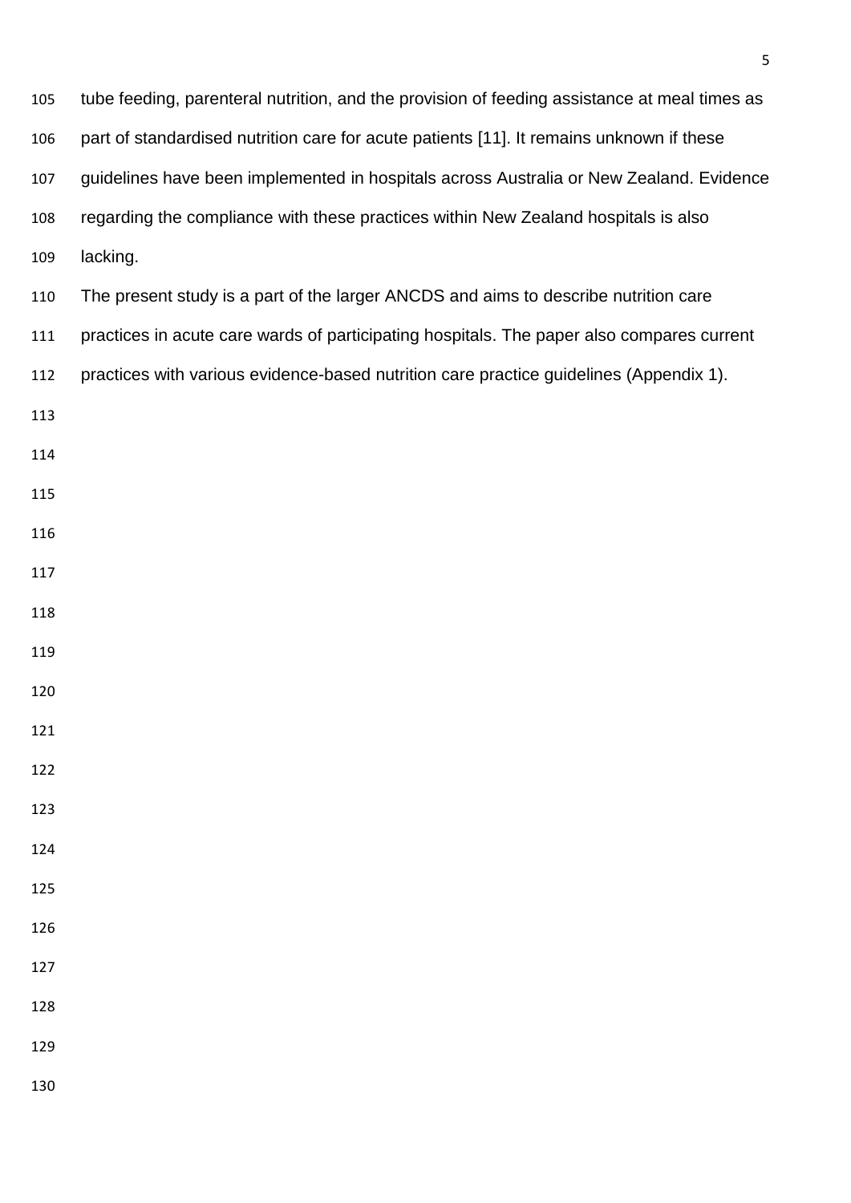tube feeding, parenteral nutrition, and the provision of feeding assistance at meal times as part of standardised nutrition care for acute patients [11]. It remains unknown if these guidelines have been implemented in hospitals across Australia or New Zealand. Evidence regarding the compliance with these practices within New Zealand hospitals is also lacking.

The present study is a part of the larger ANCDS and aims to describe nutrition care practices in acute care wards of participating hospitals. The paper also compares current practices with various evidence-based nutrition care practice guidelines (Appendix 1).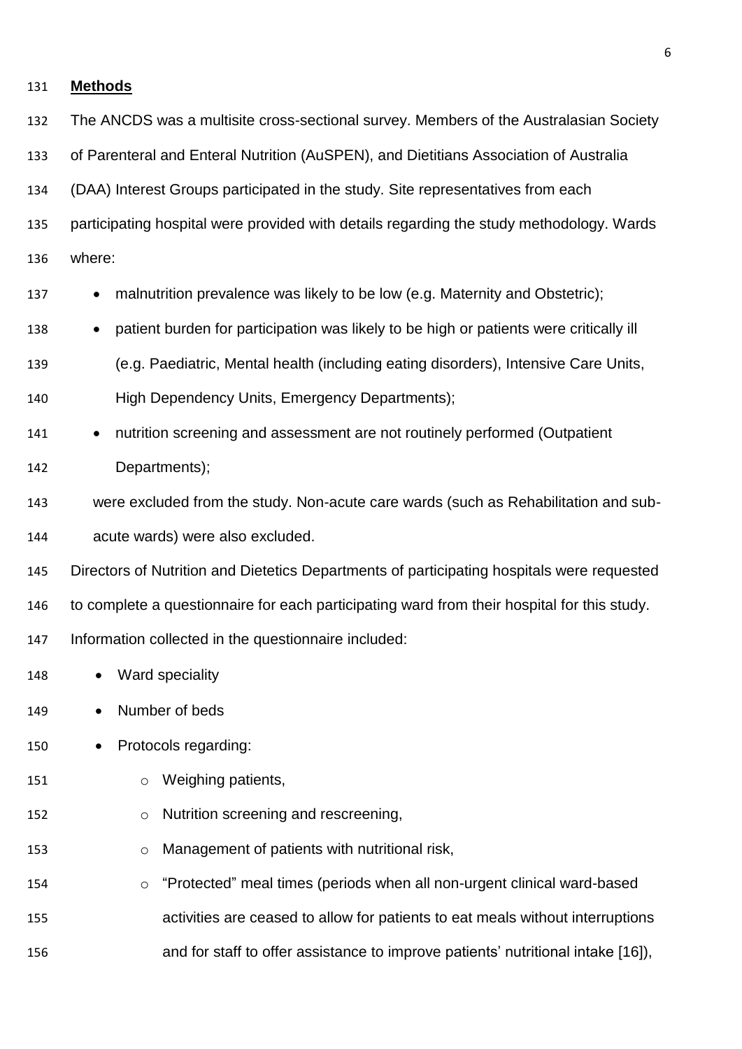## Methods

The ANCDS was a multisite cross-sectional survey. Members of the Australasian Society of Parenteral and Enteral Nutrition (AuSPEN), and Dietitians Association of Australia (DAA) Interest Groups participated in the study. Site representatives from each participating hospital were provided with details regarding the study methodology. Wards where:

- malnutrition prevalence was likely to be low (e.g. Maternity and Obstetric);
- patient burden for participation was likely to be high or patients were critically ill (e.g. Paediatric, Mental health (including eating disorders), Intensive Care Units, High Dependency Units, Emergency Departments);
- nutrition screening and assessment are not routinely performed (Outpatient Departments);

were excluded from the study. Non-acute care wards (such as Rehabilitation and sub-acute wards) were also excluded.

Directors of Nutrition and Dietetics Departments of participating hospitals were requested to complete a questionnaire for each participating ward from their hospital for this study. Information collected in the questionnaire included:

- Ward speciality
- Number of beds
- Protocols regarding:
  - Weighing patients,
  - Nutrition screening and rescreening,
  - Management of patients with nutritional risk,
  - "Protected" meal times (periods when all non-urgent clinical ward-based activities are ceased to allow for patients to eat meals without interruptions and for staff to offer assistance to improve patients' nutritional intake [16]),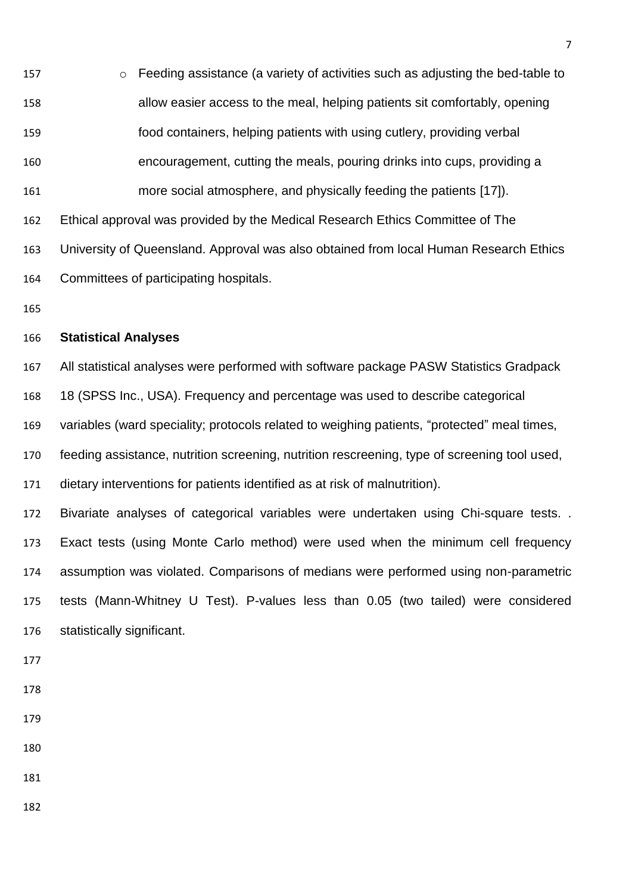- Feeding assistance (a variety of activities such as adjusting the bed-table to allow easier access to the meal, helping patients sit comfortably, opening food containers, helping patients with using cutlery, providing verbal encouragement, cutting the meals, pouring drinks into cups, providing a more social atmosphere, and physically feeding the patients [17]).

Ethical approval was provided by the Medical Research Ethics Committee of The University of Queensland. Approval was also obtained from local Human Research Ethics Committees of participating hospitals.

## Statistical Analyses

All statistical analyses were performed with software package PASW Statistics Gradpack 18 (SPSS Inc., USA). Frequency and percentage was used to describe categorical variables (ward speciality; protocols related to weighing patients, "protected" meal times, feeding assistance, nutrition screening, nutrition rescreening, type of screening tool used, dietary interventions for patients identified as at risk of malnutrition).

Bivariate analyses of categorical variables were undertaken using Chi-square tests. . Exact tests (using Monte Carlo method) were used when the minimum cell frequency assumption was violated. Comparisons of medians were performed using non-parametric tests (Mann-Whitney U Test). P-values less than 0.05 (two tailed) were considered statistically significant.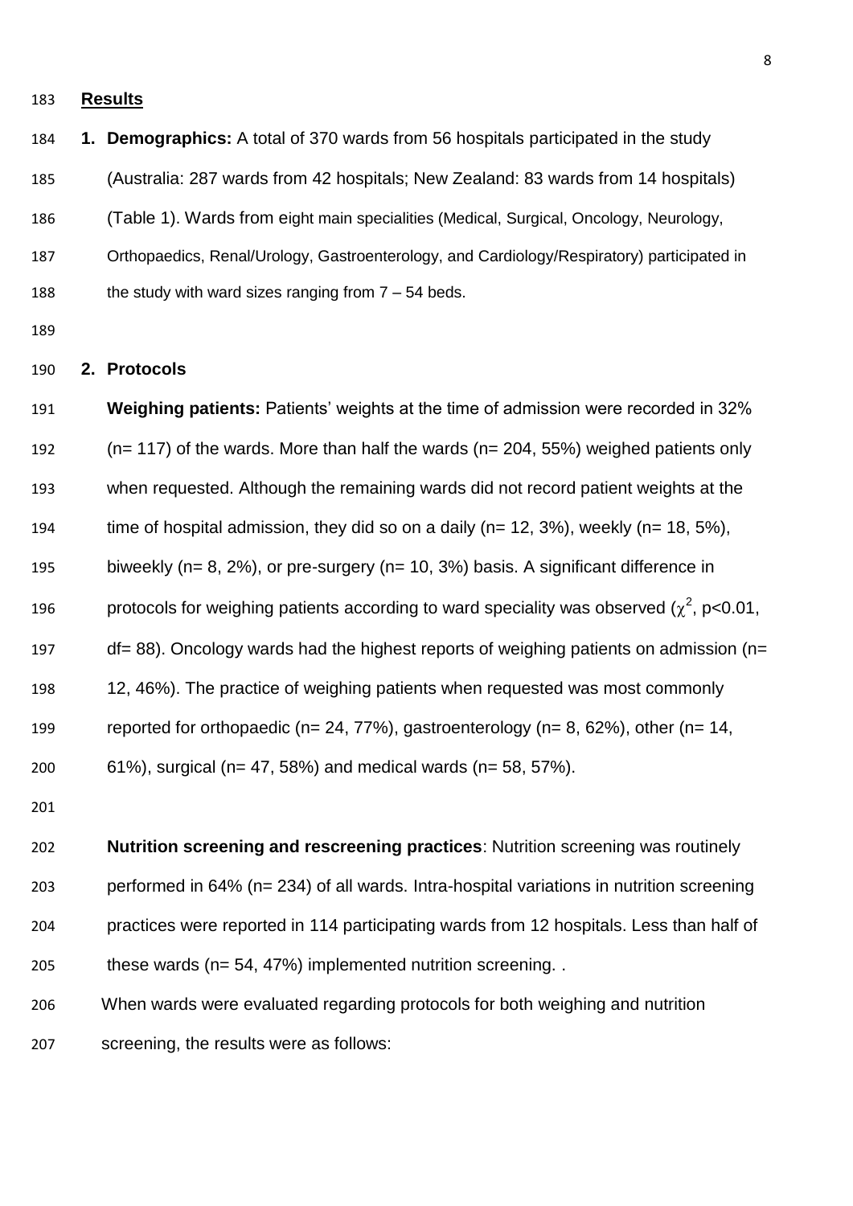## **Results**

1. **Demographics:** A total of 370 wards from 56 hospitals participated in the study (Australia: 287 wards from 42 hospitals; New Zealand: 83 wards from 14 hospitals) (Table 1). Wards from eight main specialities (Medical, Surgical, Oncology, Neurology, Orthopaedics, Renal/Urology, Gastroenterology, and Cardiology/Respiratory) participated in the study with ward sizes ranging from 7 – 54 beds.

2. **Protocols**

   **Weighing patients:** Patients' weights at the time of admission were recorded in 32% (n= 117) of the wards. More than half the wards (n= 204, 55%) weighed patients only when requested. Although the remaining wards did not record patient weights at the time of hospital admission, they did so on a daily (n= 12, 3%), weekly (n= 18, 5%), biweekly (n= 8, 2%), or pre-surgery (n= 10, 3%) basis. A significant difference in protocols for weighing patients according to ward speciality was observed ($\chi^2$, $p<0.01$, df= 88). Oncology wards had the highest reports of weighing patients on admission (n= 12, 46%). The practice of weighing patients when requested was most commonly reported for orthopaedic (n= 24, 77%), gastroenterology (n= 8, 62%), other (n= 14, 61%), surgical (n= 47, 58%) and medical wards (n= 58, 57%).

   **Nutrition screening and rescreening practices**: Nutrition screening was routinely performed in 64% (n= 234) of all wards. Intra-hospital variations in nutrition screening practices were reported in 114 participating wards from 12 hospitals. Less than half of these wards (n= 54, 47%) implemented nutrition screening. .

   When wards were evaluated regarding protocols for both weighing and nutrition screening, the results were as follows: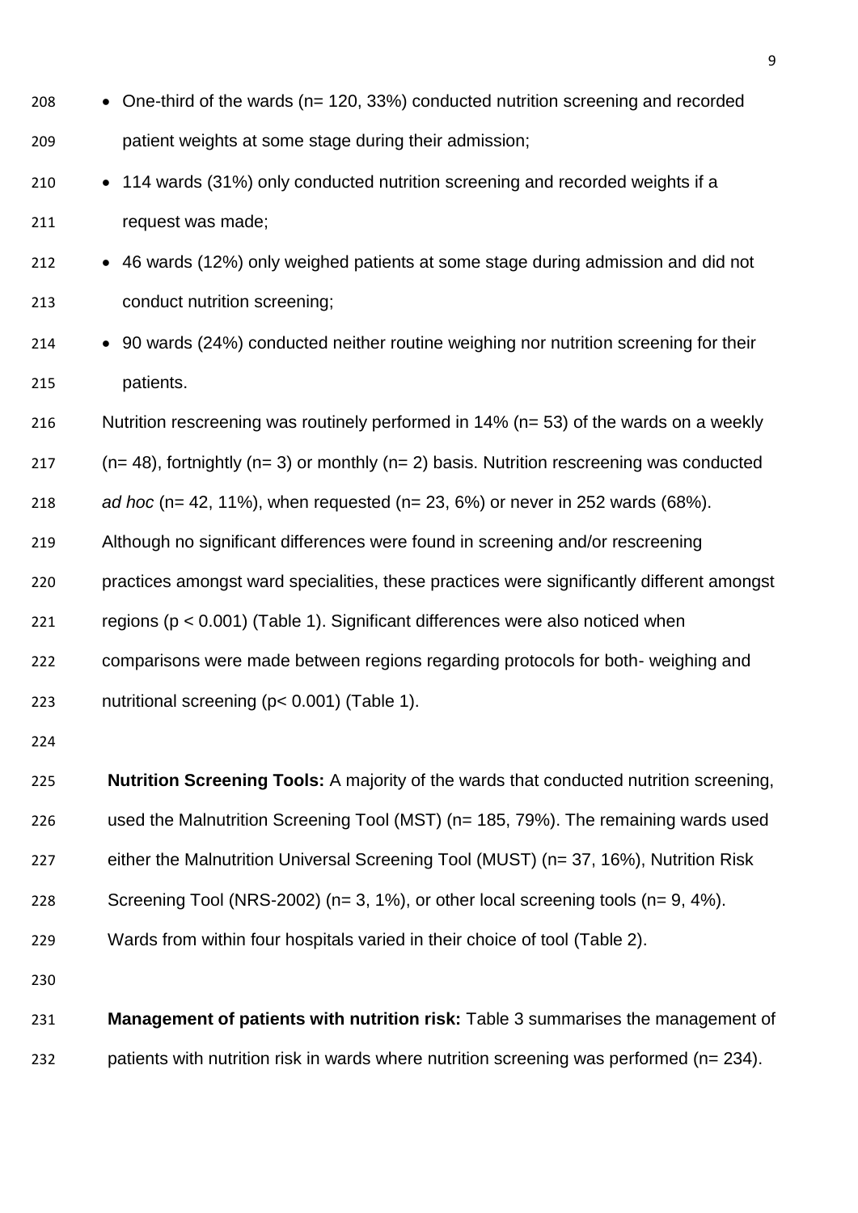- One-third of the wards (n= 120, 33%) conducted nutrition screening and recorded patient weights at some stage during their admission;
- 114 wards (31%) only conducted nutrition screening and recorded weights if a request was made;
- 46 wards (12%) only weighed patients at some stage during admission and did not conduct nutrition screening;
- 90 wards (24%) conducted neither routine weighing nor nutrition screening for their patients.

Nutrition rescreening was routinely performed in 14% (n= 53) of the wards on a weekly (n= 48), fortnightly (n= 3) or monthly (n= 2) basis. Nutrition rescreening was conducted *ad hoc* (n= 42, 11%), when requested (n= 23, 6%) or never in 252 wards (68%). Although no significant differences were found in screening and/or rescreening practices amongst ward specialities, these practices were significantly different amongst regions ($p < 0.001$) (Table 1). Significant differences were also noticed when comparisons were made between regions regarding protocols for both- weighing and nutritional screening ($p < 0.001$) (Table 1).

**Nutrition Screening Tools:** A majority of the wards that conducted nutrition screening, used the Malnutrition Screening Tool (MST) (n= 185, 79%). The remaining wards used either the Malnutrition Universal Screening Tool (MUST) (n= 37, 16%), Nutrition Risk Screening Tool (NRS-2002) (n= 3, 1%), or other local screening tools (n= 9, 4%). Wards from within four hospitals varied in their choice of tool (Table 2).

**Management of patients with nutrition risk:** Table 3 summarises the management of patients with nutrition risk in wards where nutrition screening was performed (n= 234).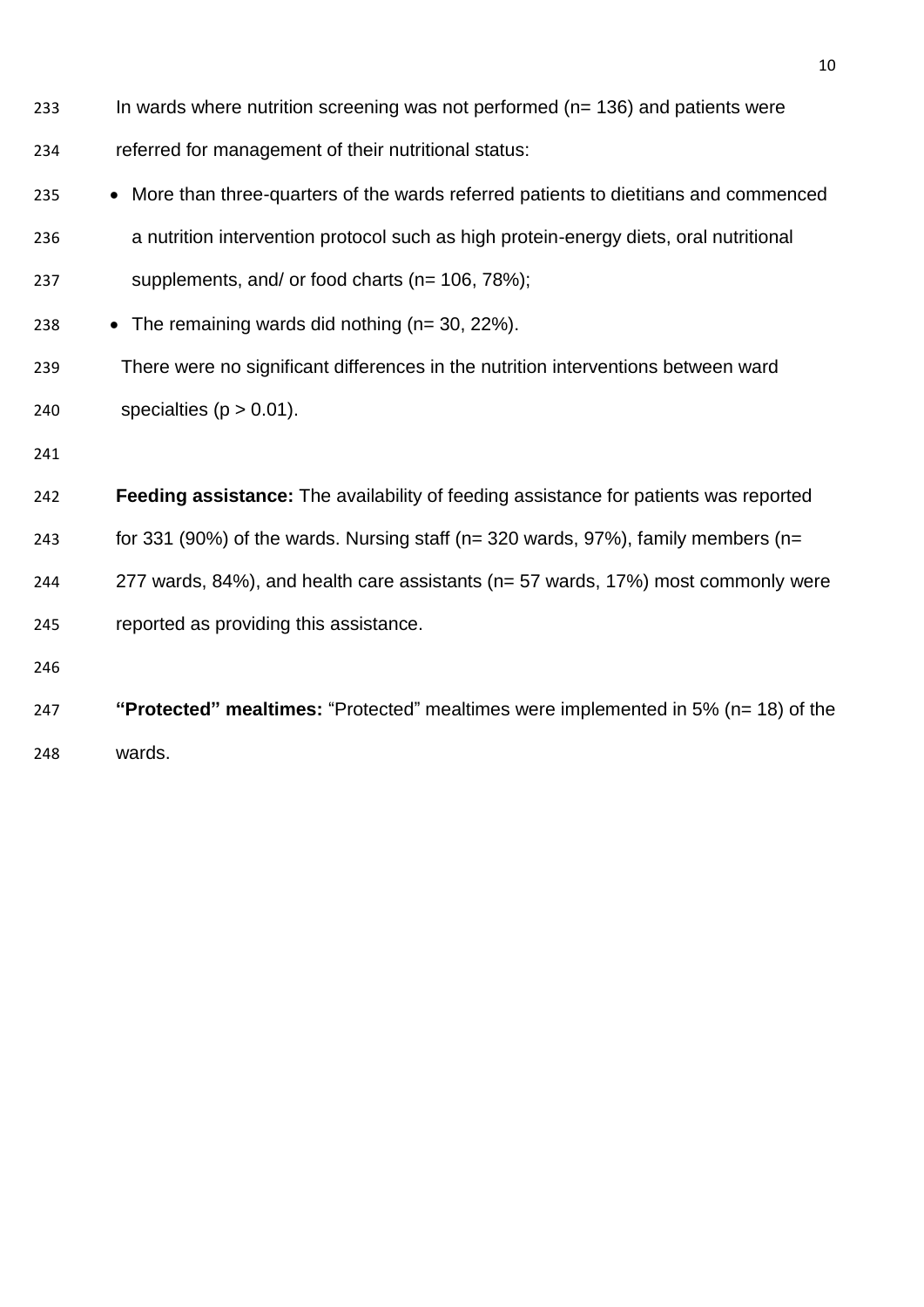In wards where nutrition screening was not performed (n= 136) and patients were referred for management of their nutritional status:

- More than three-quarters of the wards referred patients to dietitians and commenced a nutrition intervention protocol such as high protein-energy diets, oral nutritional supplements, and/ or food charts (n= 106, 78%);
- The remaining wards did nothing (n= 30, 22%).

There were no significant differences in the nutrition interventions between ward specialties ($p > 0.01$).

**Feeding assistance:** The availability of feeding assistance for patients was reported for 331 (90%) of the wards. Nursing staff (n= 320 wards, 97%), family members (n= 277 wards, 84%), and health care assistants (n= 57 wards, 17%) most commonly were reported as providing this assistance.

**"Protected" mealtimes:** "Protected" mealtimes were implemented in 5% (n= 18) of the wards.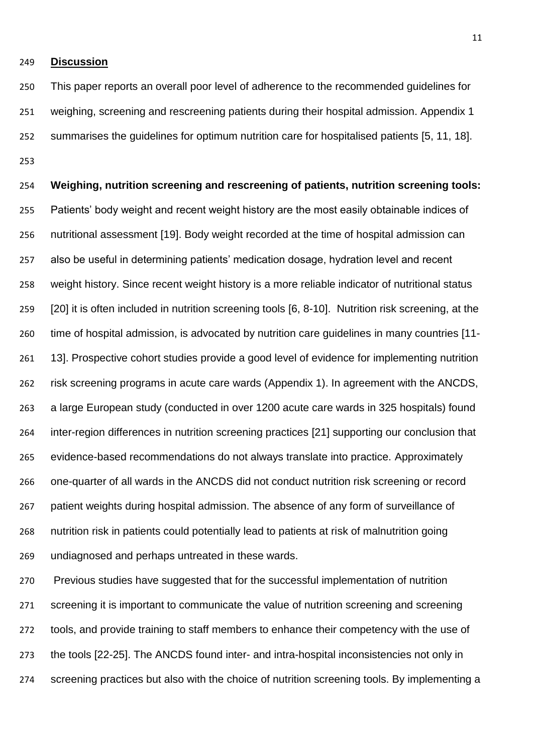## Discussion

This paper reports an overall poor level of adherence to the recommended guidelines for weighing, screening and rescreening patients during their hospital admission. Appendix 1 summarises the guidelines for optimum nutrition care for hospitalised patients [5, 11, 18].

**Weighing, nutrition screening and rescreening of patients, nutrition screening tools:** Patients' body weight and recent weight history are the most easily obtainable indices of nutritional assessment [19]. Body weight recorded at the time of hospital admission can also be useful in determining patients' medication dosage, hydration level and recent weight history. Since recent weight history is a more reliable indicator of nutritional status [20] it is often included in nutrition screening tools [6, 8-10]. Nutrition risk screening, at the time of hospital admission, is advocated by nutrition care guidelines in many countries [11-13]. Prospective cohort studies provide a good level of evidence for implementing nutrition risk screening programs in acute care wards (Appendix 1). In agreement with the ANCDS, a large European study (conducted in over 1200 acute care wards in 325 hospitals) found inter-region differences in nutrition screening practices [21] supporting our conclusion that evidence-based recommendations do not always translate into practice. Approximately one-quarter of all wards in the ANCDS did not conduct nutrition risk screening or record patient weights during hospital admission. The absence of any form of surveillance of nutrition risk in patients could potentially lead to patients at risk of malnutrition going undiagnosed and perhaps untreated in these wards.

Previous studies have suggested that for the successful implementation of nutrition screening it is important to communicate the value of nutrition screening and screening tools, and provide training to staff members to enhance their competency with the use of the tools [22-25]. The ANCDS found inter- and intra-hospital inconsistencies not only in screening practices but also with the choice of nutrition screening tools. By implementing a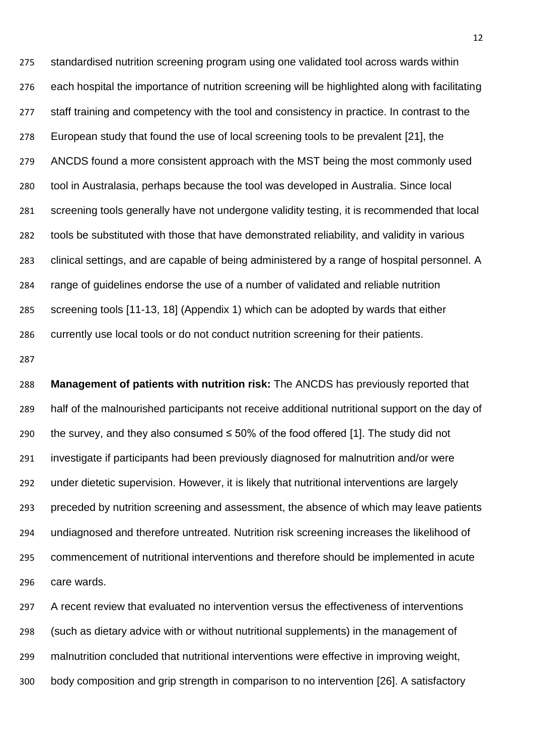standardised nutrition screening program using one validated tool across wards within each hospital the importance of nutrition screening will be highlighted along with facilitating staff training and competency with the tool and consistency in practice. In contrast to the European study that found the use of local screening tools to be prevalent [21], the ANCDS found a more consistent approach with the MST being the most commonly used tool in Australasia, perhaps because the tool was developed in Australia. Since local screening tools generally have not undergone validity testing, it is recommended that local tools be substituted with those that have demonstrated reliability, and validity in various clinical settings, and are capable of being administered by a range of hospital personnel. A range of guidelines endorse the use of a number of validated and reliable nutrition screening tools [11-13, 18] (Appendix 1) which can be adopted by wards that either currently use local tools or do not conduct nutrition screening for their patients.

**Management of patients with nutrition risk:** The ANCDS has previously reported that half of the malnourished participants not receive additional nutritional support on the day of the survey, and they also consumed ≤ 50% of the food offered [1]. The study did not investigate if participants had been previously diagnosed for malnutrition and/or were under dietetic supervision. However, it is likely that nutritional interventions are largely preceded by nutrition screening and assessment, the absence of which may leave patients undiagnosed and therefore untreated. Nutrition risk screening increases the likelihood of commencement of nutritional interventions and therefore should be implemented in acute care wards.

A recent review that evaluated no intervention versus the effectiveness of interventions (such as dietary advice with or without nutritional supplements) in the management of malnutrition concluded that nutritional interventions were effective in improving weight, body composition and grip strength in comparison to no intervention [26]. A satisfactory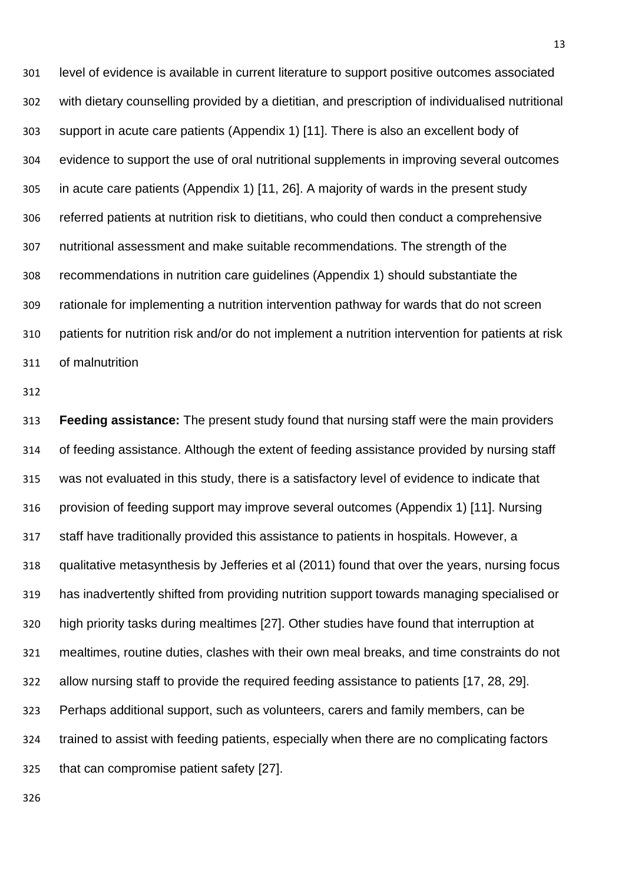level of evidence is available in current literature to support positive outcomes associated with dietary counselling provided by a dietitian, and prescription of individualised nutritional support in acute care patients (Appendix 1) [11]. There is also an excellent body of evidence to support the use of oral nutritional supplements in improving several outcomes in acute care patients (Appendix 1) [11, 26]. A majority of wards in the present study referred patients at nutrition risk to dietitians, who could then conduct a comprehensive nutritional assessment and make suitable recommendations. The strength of the recommendations in nutrition care guidelines (Appendix 1) should substantiate the rationale for implementing a nutrition intervention pathway for wards that do not screen patients for nutrition risk and/or do not implement a nutrition intervention for patients at risk of malnutrition

**Feeding assistance:** The present study found that nursing staff were the main providers of feeding assistance. Although the extent of feeding assistance provided by nursing staff was not evaluated in this study, there is a satisfactory level of evidence to indicate that provision of feeding support may improve several outcomes (Appendix 1) [11]. Nursing staff have traditionally provided this assistance to patients in hospitals. However, a qualitative metasynthesis by Jefferies et al (2011) found that over the years, nursing focus has inadvertently shifted from providing nutrition support towards managing specialised or high priority tasks during mealtimes [27]. Other studies have found that interruption at mealtimes, routine duties, clashes with their own meal breaks, and time constraints do not allow nursing staff to provide the required feeding assistance to patients [17, 28, 29]. Perhaps additional support, such as volunteers, carers and family members, can be trained to assist with feeding patients, especially when there are no complicating factors that can compromise patient safety [27].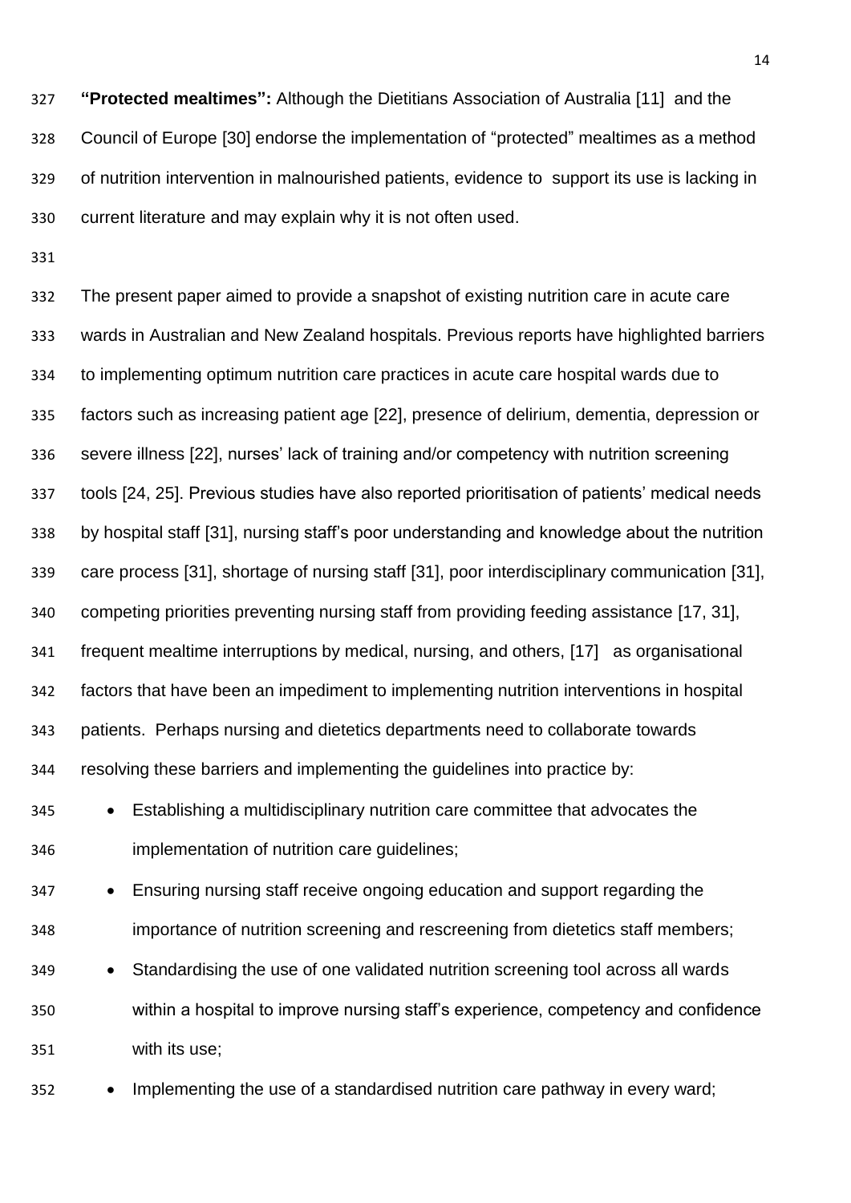**"Protected mealtimes":** Although the Dietitians Association of Australia [11] and the Council of Europe [30] endorse the implementation of "protected" mealtimes as a method of nutrition intervention in malnourished patients, evidence to support its use is lacking in current literature and may explain why it is not often used.

The present paper aimed to provide a snapshot of existing nutrition care in acute care wards in Australian and New Zealand hospitals. Previous reports have highlighted barriers to implementing optimum nutrition care practices in acute care hospital wards due to factors such as increasing patient age [22], presence of delirium, dementia, depression or severe illness [22], nurses' lack of training and/or competency with nutrition screening tools [24, 25]. Previous studies have also reported prioritisation of patients' medical needs by hospital staff [31], nursing staff's poor understanding and knowledge about the nutrition care process [31], shortage of nursing staff [31], poor interdisciplinary communication [31], competing priorities preventing nursing staff from providing feeding assistance [17, 31], frequent mealtime interruptions by medical, nursing, and others, [17] as organisational factors that have been an impediment to implementing nutrition interventions in hospital patients. Perhaps nursing and dietetics departments need to collaborate towards resolving these barriers and implementing the guidelines into practice by:

- Establishing a multidisciplinary nutrition care committee that advocates the implementation of nutrition care guidelines;
- Ensuring nursing staff receive ongoing education and support regarding the importance of nutrition screening and rescreening from dietetics staff members;
- Standardising the use of one validated nutrition screening tool across all wards within a hospital to improve nursing staff's experience, competency and confidence with its use;
- Implementing the use of a standardised nutrition care pathway in every ward;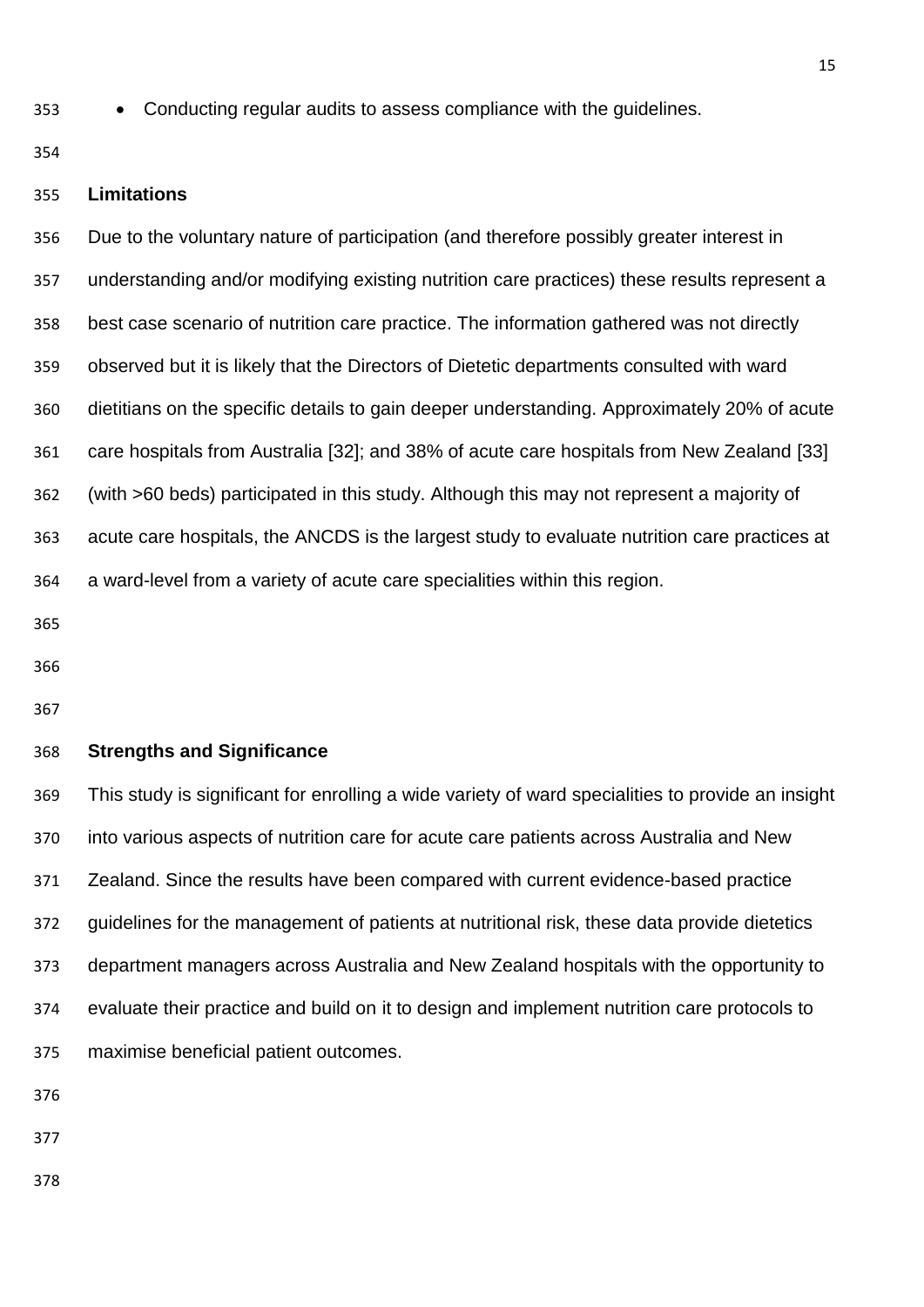- Conducting regular audits to assess compliance with the guidelines.

## Limitations

Due to the voluntary nature of participation (and therefore possibly greater interest in understanding and/or modifying existing nutrition care practices) these results represent a best case scenario of nutrition care practice. The information gathered was not directly observed but it is likely that the Directors of Dietetic departments consulted with ward dietitians on the specific details to gain deeper understanding. Approximately 20% of acute care hospitals from Australia [32]; and 38% of acute care hospitals from New Zealand [33] (with >60 beds) participated in this study. Although this may not represent a majority of acute care hospitals, the ANCDS is the largest study to evaluate nutrition care practices at a ward-level from a variety of acute care specialities within this region.

## Strengths and Significance

This study is significant for enrolling a wide variety of ward specialities to provide an insight into various aspects of nutrition care for acute care patients across Australia and New Zealand. Since the results have been compared with current evidence-based practice guidelines for the management of patients at nutritional risk, these data provide dietetics department managers across Australia and New Zealand hospitals with the opportunity to evaluate their practice and build on it to design and implement nutrition care protocols to maximise beneficial patient outcomes.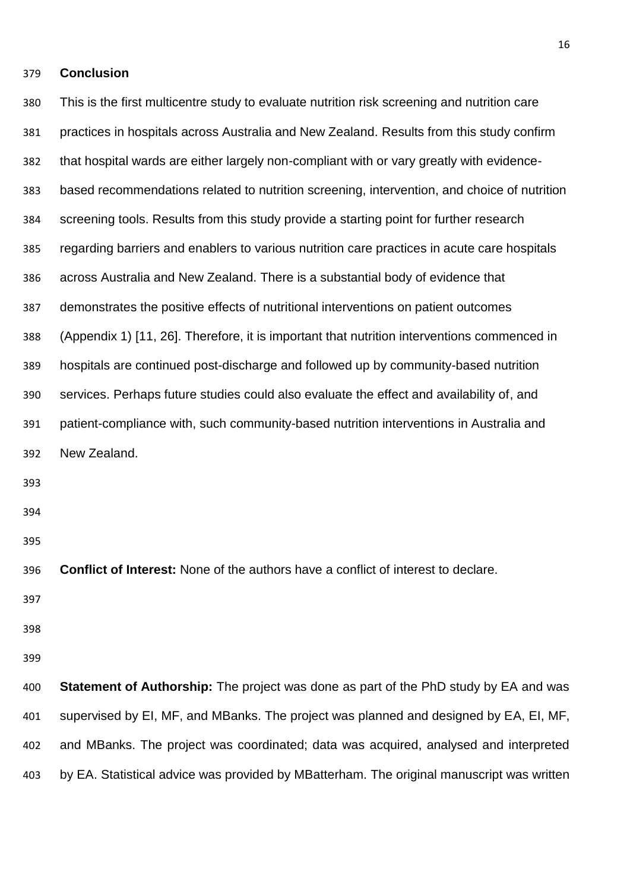## Conclusion

This is the first multicentre study to evaluate nutrition risk screening and nutrition care practices in hospitals across Australia and New Zealand. Results from this study confirm that hospital wards are either largely non-compliant with or vary greatly with evidence-based recommendations related to nutrition screening, intervention, and choice of nutrition screening tools. Results from this study provide a starting point for further research regarding barriers and enablers to various nutrition care practices in acute care hospitals across Australia and New Zealand. There is a substantial body of evidence that demonstrates the positive effects of nutritional interventions on patient outcomes (Appendix 1) [11, 26]. Therefore, it is important that nutrition interventions commenced in hospitals are continued post-discharge and followed up by community-based nutrition services. Perhaps future studies could also evaluate the effect and availability of, and patient-compliance with, such community-based nutrition interventions in Australia and New Zealand.

**Conflict of Interest:** None of the authors have a conflict of interest to declare.

**Statement of Authorship:** The project was done as part of the PhD study by EA and was supervised by EI, MF, and MBanks. The project was planned and designed by EA, EI, MF, and MBanks. The project was coordinated; data was acquired, analysed and interpreted by EA. Statistical advice was provided by MBatterham. The original manuscript was written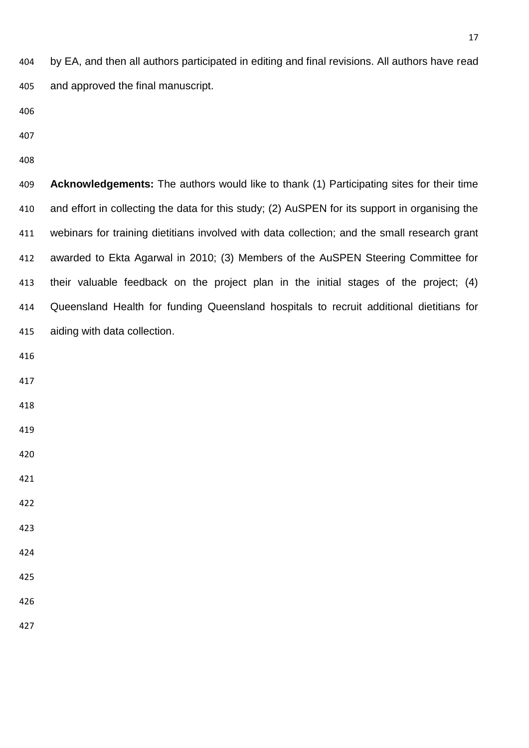by EA, and then all authors participated in editing and final revisions. All authors have read and approved the final manuscript.

**Acknowledgements:** The authors would like to thank (1) Participating sites for their time and effort in collecting the data for this study; (2) AuSPEN for its support in organising the webinars for training dietitians involved with data collection; and the small research grant awarded to Ekta Agarwal in 2010; (3) Members of the AuSPEN Steering Committee for their valuable feedback on the project plan in the initial stages of the project; (4) Queensland Health for funding Queensland hospitals to recruit additional dietitians for aiding with data collection.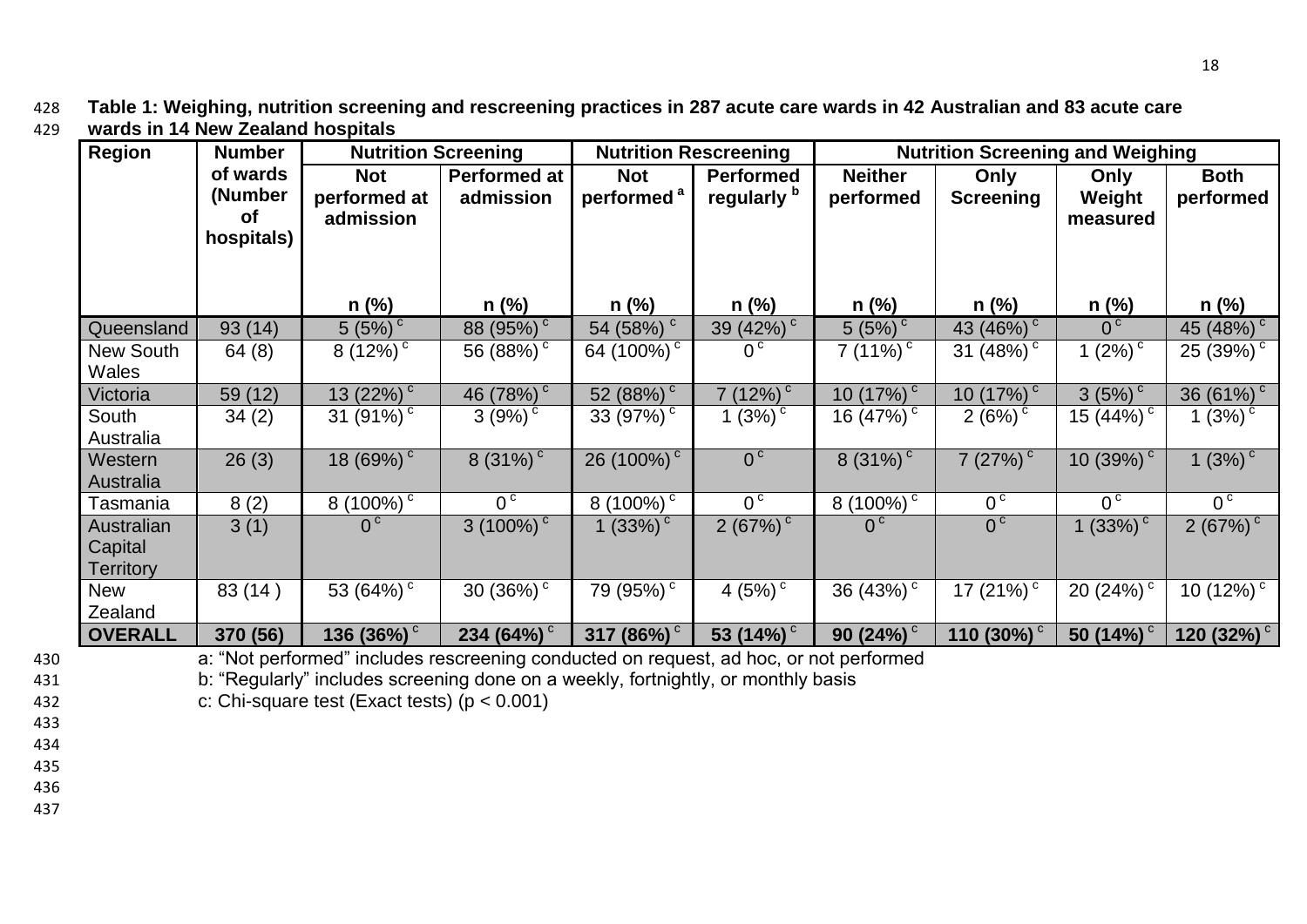**Table 1: Weighing, nutrition screening and rescreening practices in 287 acute care wards in 42 Australian and 83 acute care wards in 14 New Zealand hospitals**

| Region | Number of wards (Number of hospitals) | Nutrition Screening | | Nutrition Rescreening | | Nutrition Screening and Weighing | | | |
|---|---|---|---|---|---|---|---|---|---|
| | | Not performed at admission | Performed at admission | Not performed [a] | Performed regularly [b] | Neither performed | Only Screening | Only Weight measured | Both performed |
| | | n (%) | n (%) | n (%) | n (%) | n (%) | n (%) | n (%) | n (%) |
| Queensland | 93 (14) | 5 (5%) [c] | 88 (95%) [c] | 54 (58%) [c] | 39 (42%) [c] | 5 (5%) [c] | 43 (46%) [c] | 0 [c] | 45 (48%) [c] |
| New South Wales | 64 (8) | 8 (12%) [c] | 56 (88%) [c] | 64 (100%) [c] | 0 [c] | 7 (11%) [c] | 31 (48%) [c] | 1 (2%) [c] | 25 (39%) [c] |
| Victoria | 59 (12) | 13 (22%) [c] | 46 (78%) [c] | 52 (88%) [c] | 7 (12%) [c] | 10 (17%) [c] | 10 (17%) [c] | 3 (5%) [c] | 36 (61%) [c] |
| South Australia | 34 (2) | 31 (91%) [c] | 3 (9%) [c] | 33 (97%) [c] | 1 (3%) [c] | 16 (47%) [c] | 2 (6%) [c] | 15 (44%) [c] | 1 (3%) [c] |
| Western Australia | 26 (3) | 18 (69%) [c] | 8 (31%) [c] | 26 (100%) [c] | 0 [c] | 8 (31%) [c] | 7 (27%) [c] | 10 (39%) [c] | 1 (3%) [c] |
| Tasmania | 8 (2) | 8 (100%) [c] | 0 [c] | 8 (100%) [c] | 0 [c] | 8 (100%) [c] | 0 [c] | 0 [c] | 0 [c] |
| Australian Capital Territory | 3 (1) | 0 [c] | 3 (100%) [c] | 1 (33%) [c] | 2 (67%) [c] | 0 [c] | 0 [c] | 1 (33%) [c] | 2 (67%) [c] |
| New Zealand | 83 (14 ) | 53 (64%) [c] | 30 (36%) [c] | 79 (95%) [c] | 4 (5%) [c] | 36 (43%) [c] | 17 (21%) [c] | 20 (24%) [c] | 10 (12%) [c] |
| **OVERALL** | **370 (56)** | **136 (36%)** [c] | **234 (64%)** [c] | **317 (86%)** [c] | **53 (14%)** [c] | **90 (24%)** [c] | **110 (30%)** [c] | **50 (14%)** [c] | **120 (32%)** [c] |

a: "Not performed" includes rescreening conducted on request, ad hoc, or not performed

b: "Regularly" includes screening done on a weekly, fortnightly, or monthly basis

c: Chi-square test (Exact tests) ($p < 0.001$)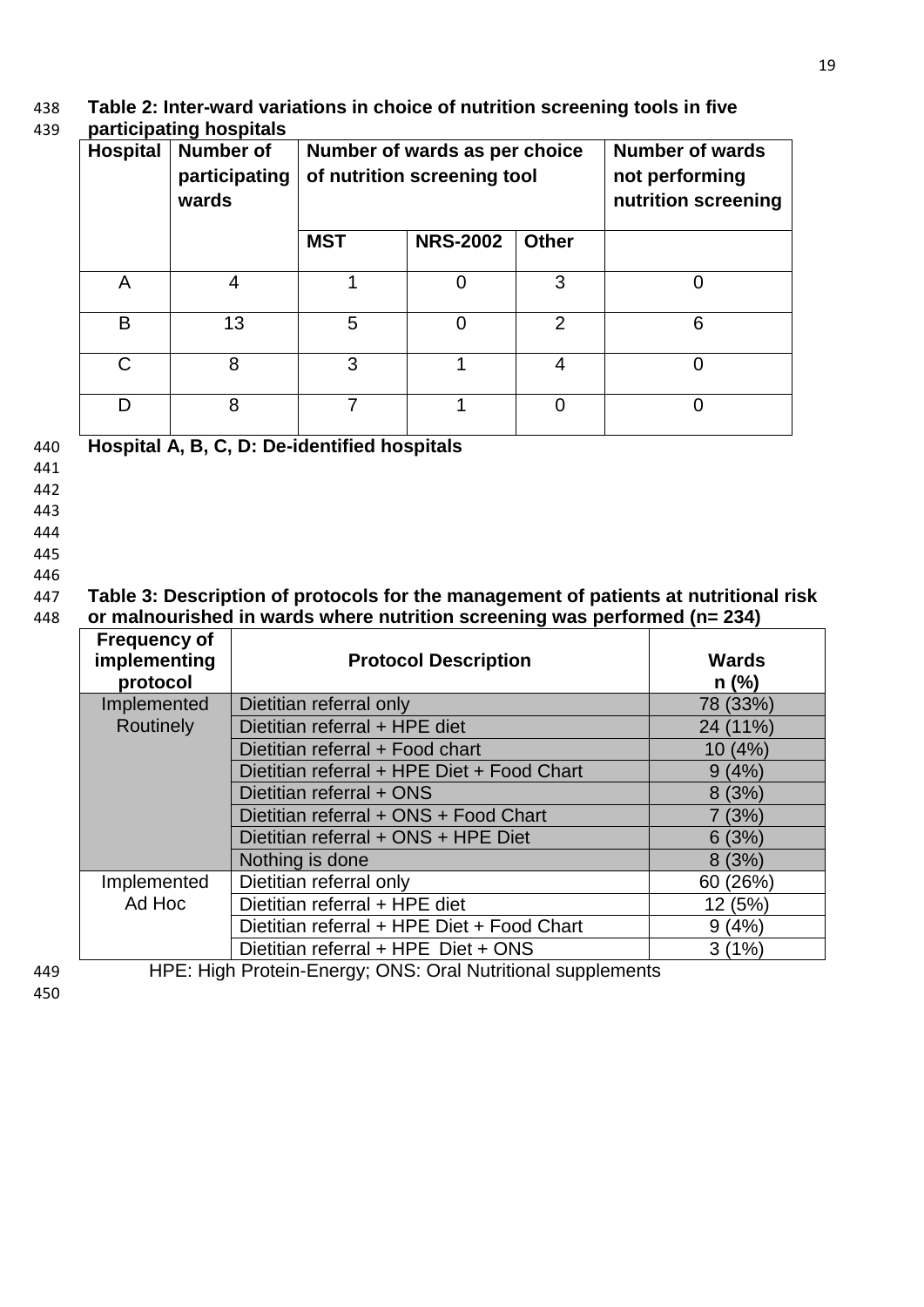**Table 2: Inter-ward variations in choice of nutrition screening tools in five participating hospitals**

| Hospital | Number of participating wards | Number of wards as per choice of nutrition screening tool | | | Number of wards not performing nutrition screening |
|---|---|---|---|---|---|
| | | MST | NRS-2002 | Other | |
| A | 4 | 1 | 0 | 3 | 0 |
| B | 13 | 5 | 0 | 2 | 6 |
| C | 8 | 3 | 1 | 4 | 0 |
| D | 8 | 7 | 1 | 0 | 0 |

**Hospital A, B, C, D: De-identified hospitals**

**Table 3: Description of protocols for the management of patients at nutritional risk or malnourished in wards where nutrition screening was performed (n= 234)**

| Frequency of implementing protocol | Protocol Description | Wards n (%) |
|---|---|---|
| Implemented Routinely | Dietitian referral only | 78 (33%) |
| | Dietitian referral + HPE diet | 24 (11%) |
| | Dietitian referral + Food chart | 10 (4%) |
| | Dietitian referral + HPE Diet + Food Chart | 9 (4%) |
| | Dietitian referral + ONS | 8 (3%) |
| | Dietitian referral + ONS + Food Chart | 7 (3%) |
| | Dietitian referral + ONS + HPE Diet | 6 (3%) |
| | Nothing is done | 8 (3%) |
| Implemented Ad Hoc | Dietitian referral only | 60 (26%) |
| | Dietitian referral + HPE diet | 12 (5%) |
| | Dietitian referral + HPE Diet + Food Chart | 9 (4%) |
| | Dietitian referral + HPE Diet + ONS | 3 (1%) |

HPE: High Protein-Energy; ONS: Oral Nutritional supplements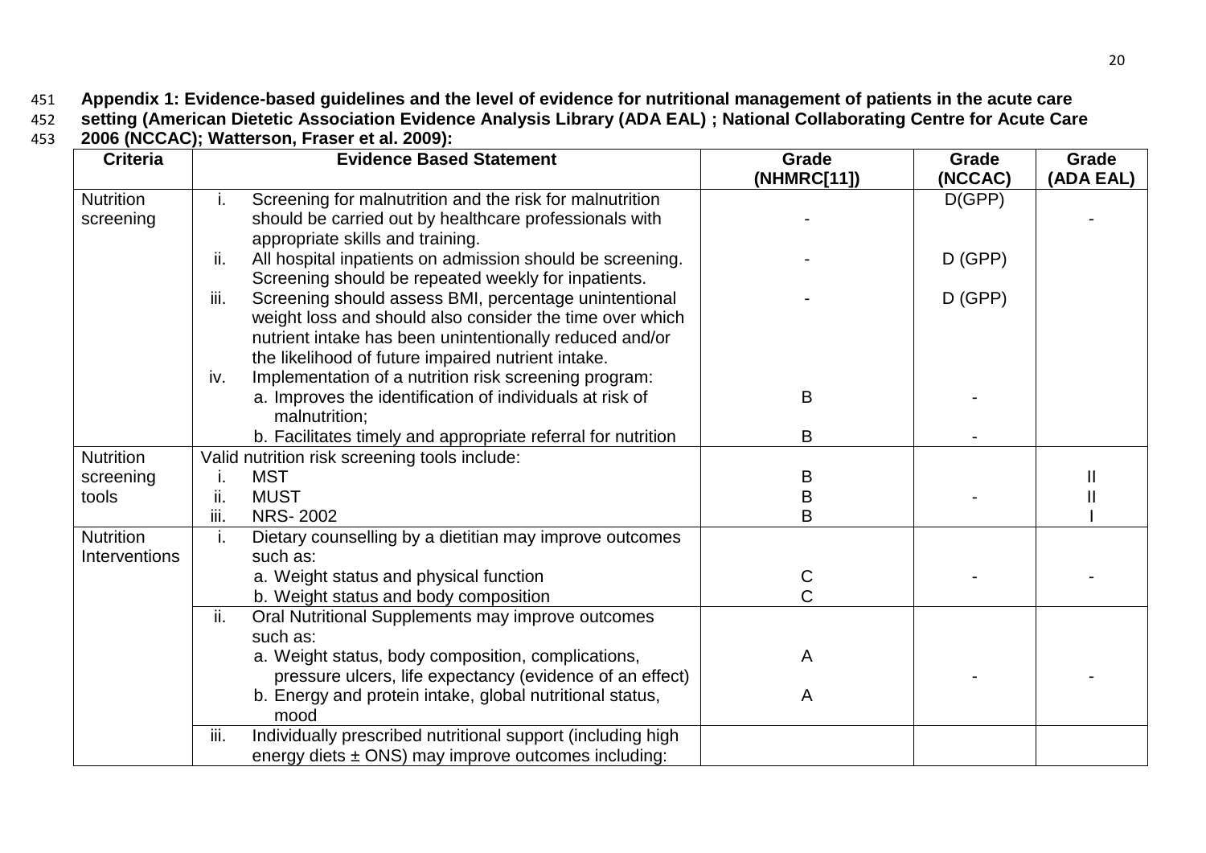**Appendix 1: Evidence-based guidelines and the level of evidence for nutritional management of patients in the acute care setting (American Dietetic Association Evidence Analysis Library (ADA EAL) ; National Collaborating Centre for Acute Care 2006 (NCCAC); Watterson, Fraser et al. 2009):**

| Criteria | Evidence Based Statement | Grade (NHMRC[11]) | Grade (NCCAC) | Grade (ADA EAL) |
|---|---|---|---|---|
| Nutrition screening | i. Screening for malnutrition and the risk for malnutrition should be carried out by healthcare professionals with appropriate skills and training. | - | D(GPP) | - |
| | ii. All hospital inpatients on admission should be screening. Screening should be repeated weekly for inpatients. | - | D (GPP) | |
| | iii. Screening should assess BMI, percentage unintentional weight loss and should also consider the time over which nutrient intake has been unintentionally reduced and/or the likelihood of future impaired nutrient intake. | - | D (GPP) | |
| | iv. Implementation of a nutrition risk screening program: | | | |
| | a. Improves the identification of individuals at risk of malnutrition; | B | - | |
| | b. Facilitates timely and appropriate referral for nutrition | B | - | |
| Nutrition screening tools | Valid nutrition risk screening tools include: | | | |
| | i. MST | B | | II |
| | ii. MUST | B | - | II |
| | iii. NRS- 2002 | B | | I |
| Nutrition Interventions | i. Dietary counselling by a dietitian may improve outcomes such as: | | | |
| | a. Weight status and physical function | C | - | - |
| | b. Weight status and body composition | C | | |
| | ii. Oral Nutritional Supplements may improve outcomes such as: | | | |
| | a. Weight status, body composition, complications, pressure ulcers, life expectancy (evidence of an effect) | A | - | - |
| | b. Energy and protein intake, global nutritional status, mood | A | | |
| | iii. Individually prescribed nutritional support (including high energy diets ± ONS) may improve outcomes including: | | | |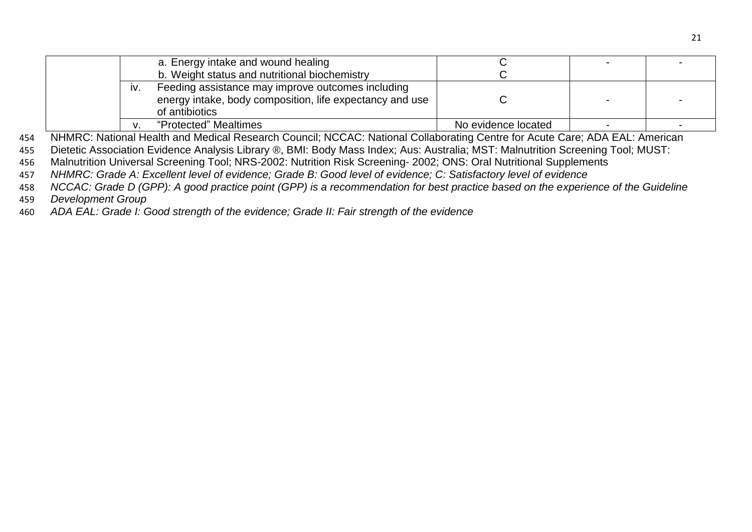| | | | | |
|---|---|---|---|---|
| | a. Energy intake and wound healing<br>b. Weight status and nutritional biochemistry | C<br>C | - | - |
| | iv. Feeding assistance may improve outcomes including energy intake, body composition, life expectancy and use of antibiotics | C | - | - |
| | v. "Protected" Mealtimes | No evidence located | - | - |

NHMRC: National Health and Medical Research Council; NCCAC: National Collaborating Centre for Acute Care; ADA EAL: American Dietetic Association Evidence Analysis Library ®, BMI: Body Mass Index; Aus: Australia; MST: Malnutrition Screening Tool; MUST: Malnutrition Universal Screening Tool; NRS-2002: Nutrition Risk Screening- 2002; ONS: Oral Nutritional Supplements

*NHMRC: Grade A: Excellent level of evidence; Grade B: Good level of evidence; C: Satisfactory level of evidence*

*NCCAC: Grade D (GPP): A good practice point (GPP) is a recommendation for best practice based on the experience of the Guideline Development Group*

*ADA EAL: Grade I: Good strength of the evidence; Grade II: Fair strength of the evidence*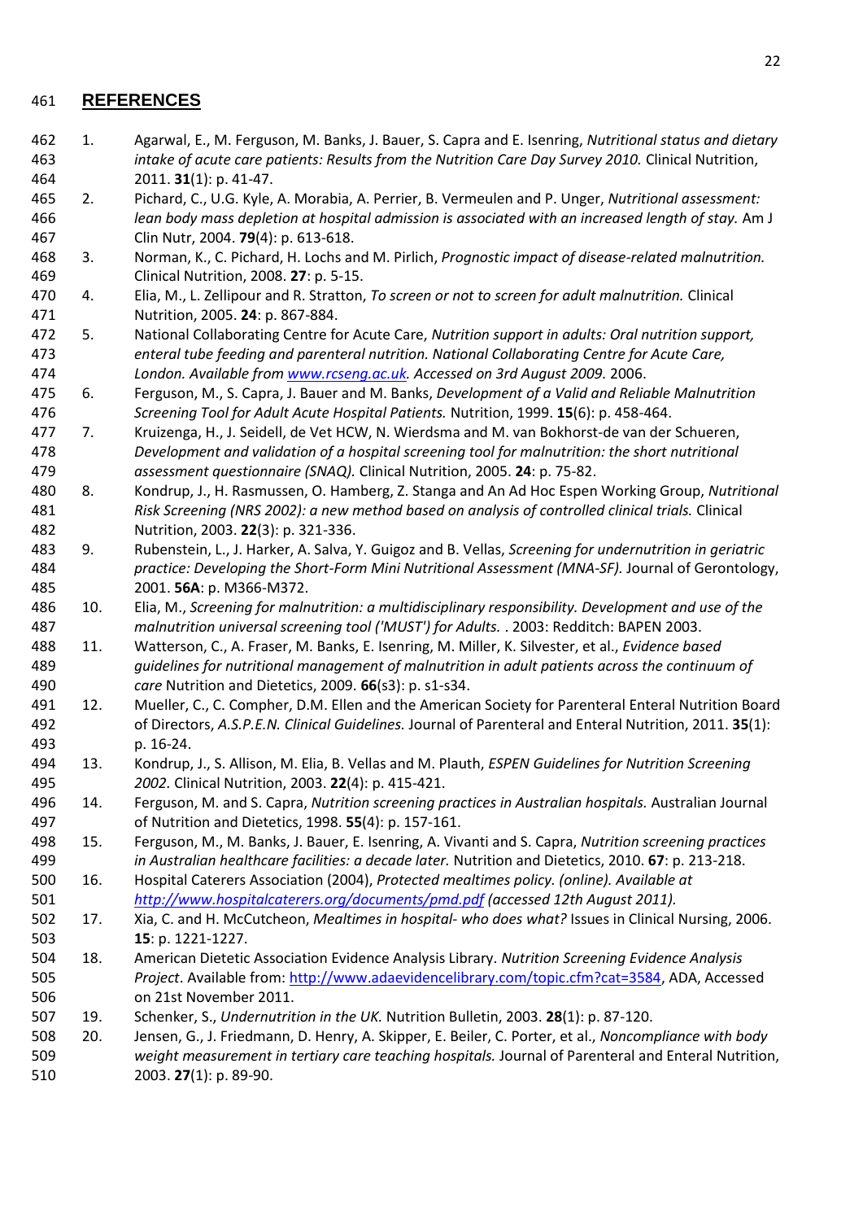## REFERENCES

1. Agarwal, E., M. Ferguson, M. Banks, J. Bauer, S. Capra and E. Isenring, *Nutritional status and dietary intake of acute care patients: Results from the Nutrition Care Day Survey 2010.* Clinical Nutrition, 2011. **31**(1): p. 41-47.
2. Pichard, C., U.G. Kyle, A. Morabia, A. Perrier, B. Vermeulen and P. Unger, *Nutritional assessment: lean body mass depletion at hospital admission is associated with an increased length of stay.* Am J Clin Nutr, 2004. **79**(4): p. 613-618.
3. Norman, K., C. Pichard, H. Lochs and M. Pirlich, *Prognostic impact of disease-related malnutrition.* Clinical Nutrition, 2008. **27**: p. 5-15.
4. Elia, M., L. Zellipour and R. Stratton, *To screen or not to screen for adult malnutrition.* Clinical Nutrition, 2005. **24**: p. 867-884.
5. National Collaborating Centre for Acute Care, *Nutrition support in adults: Oral nutrition support, enteral tube feeding and parenteral nutrition. National Collaborating Centre for Acute Care, London. Available from www.rcseng.ac.uk. Accessed on 3rd August 2009.* 2006.
6. Ferguson, M., S. Capra, J. Bauer and M. Banks, *Development of a Valid and Reliable Malnutrition Screening Tool for Adult Acute Hospital Patients.* Nutrition, 1999. **15**(6): p. 458-464.
7. Kruizenga, H., J. Seidell, de Vet HCW, N. Wierdsma and M. van Bokhorst-de van der Schueren, *Development and validation of a hospital screening tool for malnutrition: the short nutritional assessment questionnaire (SNAQ).* Clinical Nutrition, 2005. **24**: p. 75-82.
8. Kondrup, J., H. Rasmussen, O. Hamberg, Z. Stanga and An Ad Hoc Espen Working Group, *Nutritional Risk Screening (NRS 2002): a new method based on analysis of controlled clinical trials.* Clinical Nutrition, 2003. **22**(3): p. 321-336.
9. Rubenstein, L., J. Harker, A. Salva, Y. Guigoz and B. Vellas, *Screening for undernutrition in geriatric practice: Developing the Short-Form Mini Nutritional Assessment (MNA-SF).* Journal of Gerontology, 2001. **56A**: p. M366-M372.
10. Elia, M., *Screening for malnutrition: a multidisciplinary responsibility. Development and use of the malnutrition universal screening tool ('MUST') for Adults.* . 2003: Redditch: BAPEN 2003.
11. Watterson, C., A. Fraser, M. Banks, E. Isenring, M. Miller, K. Silvester, et al., *Evidence based guidelines for nutritional management of malnutrition in adult patients across the continuum of care* Nutrition and Dietetics, 2009. **66**(s3): p. s1-s34.
12. Mueller, C., C. Compher, D.M. Ellen and the American Society for Parenteral Enteral Nutrition Board of Directors, *A.S.P.E.N. Clinical Guidelines.* Journal of Parenteral and Enteral Nutrition, 2011. **35**(1): p. 16-24.
13. Kondrup, J., S. Allison, M. Elia, B. Vellas and M. Plauth, *ESPEN Guidelines for Nutrition Screening 2002.* Clinical Nutrition, 2003. **22**(4): p. 415-421.
14. Ferguson, M. and S. Capra, *Nutrition screening practices in Australian hospitals.* Australian Journal of Nutrition and Dietetics, 1998. **55**(4): p. 157-161.
15. Ferguson, M., M. Banks, J. Bauer, E. Isenring, A. Vivanti and S. Capra, *Nutrition screening practices in Australian healthcare facilities: a decade later.* Nutrition and Dietetics, 2010. **67**: p. 213-218.
16. Hospital Caterers Association (2004), *Protected mealtimes policy. (online). Available at http://www.hospitalcaterers.org/documents/pmd.pdf (accessed 12th August 2011).*
17. Xia, C. and H. McCutcheon, *Mealtimes in hospital- who does what?* Issues in Clinical Nursing, 2006. **15**: p. 1221-1227.
18. American Dietetic Association Evidence Analysis Library. *Nutrition Screening Evidence Analysis Project*. Available from: http://www.adaevidencelibrary.com/topic.cfm?cat=3584, ADA, Accessed on 21st November 2011.
19. Schenker, S., *Undernutrition in the UK.* Nutrition Bulletin, 2003. **28**(1): p. 87-120.
20. Jensen, G., J. Friedmann, D. Henry, A. Skipper, E. Beiler, C. Porter, et al., *Noncompliance with body weight measurement in tertiary care teaching hospitals.* Journal of Parenteral and Enteral Nutrition, 2003. **27**(1): p. 89-90.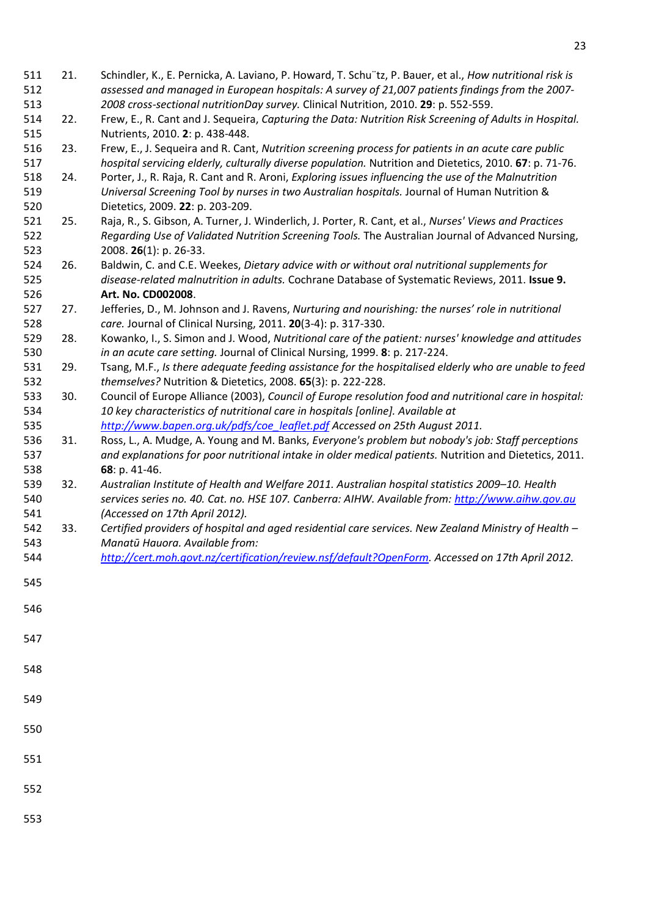21. Schindler, K., E. Pernicka, A. Laviano, P. Howard, T. Schu¨tz, P. Bauer, et al., *How nutritional risk is assessed and managed in European hospitals: A survey of 21,007 patients findings from the 2007-2008 cross-sectional nutritionDay survey.* Clinical Nutrition, 2010. **29**: p. 552-559.
22. Frew, E., R. Cant and J. Sequeira, *Capturing the Data: Nutrition Risk Screening of Adults in Hospital.* Nutrients, 2010. **2**: p. 438-448.
23. Frew, E., J. Sequeira and R. Cant, *Nutrition screening process for patients in an acute care public hospital servicing elderly, culturally diverse population.* Nutrition and Dietetics, 2010. **67**: p. 71-76.
24. Porter, J., R. Raja, R. Cant and R. Aroni, *Exploring issues influencing the use of the Malnutrition Universal Screening Tool by nurses in two Australian hospitals.* Journal of Human Nutrition & Dietetics, 2009. **22**: p. 203-209.
25. Raja, R., S. Gibson, A. Turner, J. Winderlich, J. Porter, R. Cant, et al., *Nurses' Views and Practices Regarding Use of Validated Nutrition Screening Tools.* The Australian Journal of Advanced Nursing, 2008. **26**(1): p. 26-33.
26. Baldwin, C. and C.E. Weekes, *Dietary advice with or without oral nutritional supplements for disease-related malnutrition in adults.* Cochrane Database of Systematic Reviews, 2011. **Issue 9. Art. No. CD002008**.
27. Jefferies, D., M. Johnson and J. Ravens, *Nurturing and nourishing: the nurses' role in nutritional care.* Journal of Clinical Nursing, 2011. **20**(3-4): p. 317-330.
28. Kowanko, I., S. Simon and J. Wood, *Nutritional care of the patient: nurses' knowledge and attitudes in an acute care setting.* Journal of Clinical Nursing, 1999. **8**: p. 217-224.
29. Tsang, M.F., *Is there adequate feeding assistance for the hospitalised elderly who are unable to feed themselves?* Nutrition & Dietetics, 2008. **65**(3): p. 222-228.
30. Council of Europe Alliance (2003), *Council of Europe resolution food and nutritional care in hospital: 10 key characteristics of nutritional care in hospitals [online]. Available at http://www.bapen.org.uk/pdfs/coe_leaflet.pdf Accessed on 25th August 2011.*
31. Ross, L., A. Mudge, A. Young and M. Banks, *Everyone's problem but nobody's job: Staff perceptions and explanations for poor nutritional intake in older medical patients.* Nutrition and Dietetics, 2011. **68**: p. 41-46.
32. *Australian Institute of Health and Welfare 2011. Australian hospital statistics 2009–10. Health services series no. 40. Cat. no. HSE 107. Canberra: AIHW. Available from: http://www.aihw.gov.au (Accessed on 17th April 2012).*
33. *Certified providers of hospital and aged residential care services. New Zealand Ministry of Health – Manatū Hauora. Available from: http://cert.moh.govt.nz/certification/review.nsf/default?OpenForm. Accessed on 17th April 2012.*